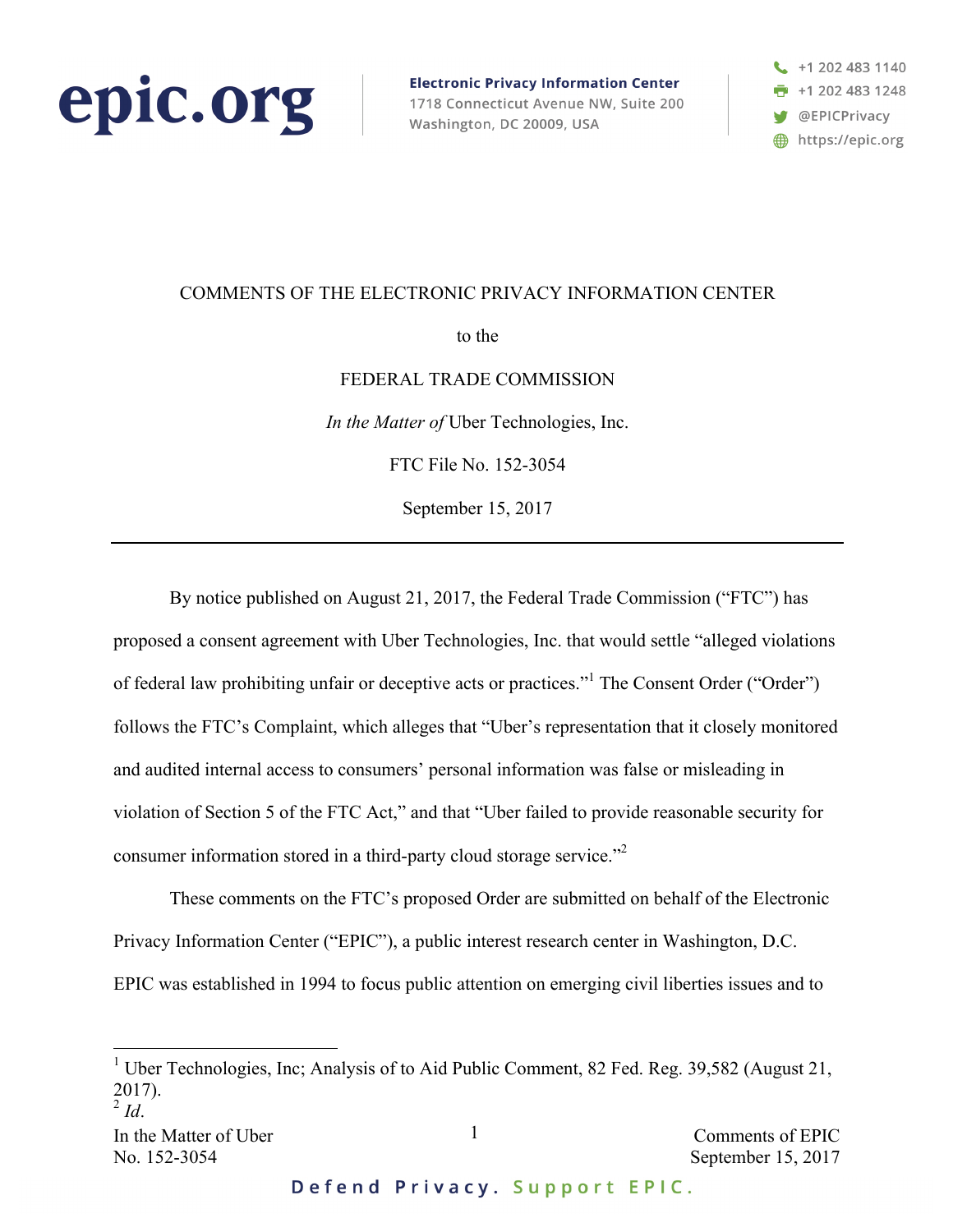**epic.org**

**Electronic Privacy Information Center**
1718 Connecticut Avenue NW, Suite 200
Washington, DC 20009, USA

+1 202 483 1140
+1 202 483 1248
@EPICPrivacy
https://epic.org

COMMENTS OF THE ELECTRONIC PRIVACY INFORMATION CENTER

to the

FEDERAL TRADE COMMISSION

*In the Matter of* Uber Technologies, Inc.

FTC File No. 152-3054

September 15, 2017

---

By notice published on August 21, 2017, the Federal Trade Commission ("FTC") has proposed a consent agreement with Uber Technologies, Inc. that would settle "alleged violations of federal law prohibiting unfair or deceptive acts or practices."[1] The Consent Order ("Order") follows the FTC's Complaint, which alleges that "Uber's representation that it closely monitored and audited internal access to consumers' personal information was false or misleading in violation of Section 5 of the FTC Act," and that "Uber failed to provide reasonable security for consumer information stored in a third-party cloud storage service."[2]

These comments on the FTC's proposed Order are submitted on behalf of the Electronic Privacy Information Center ("EPIC"), a public interest research center in Washington, D.C. EPIC was established in 1994 to focus public attention on emerging civil liberties issues and to

---

[1] Uber Technologies, Inc; Analysis of to Aid Public Comment, 82 Fed. Reg. 39,582 (August 21, 2017).
[2] *Id*.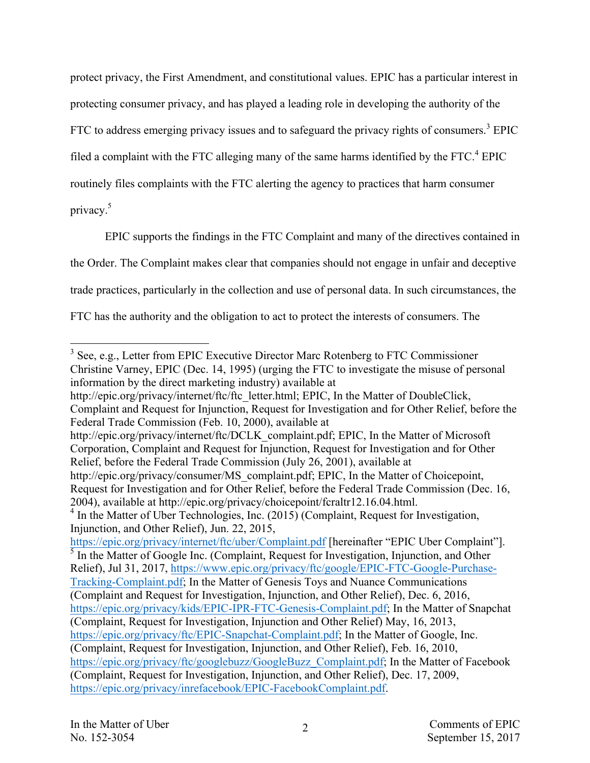protect privacy, the First Amendment, and constitutional values. EPIC has a particular interest in protecting consumer privacy, and has played a leading role in developing the authority of the FTC to address emerging privacy issues and to safeguard the privacy rights of consumers.[3] EPIC filed a complaint with the FTC alleging many of the same harms identified by the FTC.[4] EPIC routinely files complaints with the FTC alerting the agency to practices that harm consumer privacy.[5]

EPIC supports the findings in the FTC Complaint and many of the directives contained in the Order. The Complaint makes clear that companies should not engage in unfair and deceptive trade practices, particularly in the collection and use of personal data. In such circumstances, the FTC has the authority and the obligation to act to protect the interests of consumers. The

---

[3] See, e.g., Letter from EPIC Executive Director Marc Rotenberg to FTC Commissioner Christine Varney, EPIC (Dec. 14, 1995) (urging the FTC to investigate the misuse of personal information by the direct marketing industry) available at http://epic.org/privacy/internet/ftc/ftc_letter.html; EPIC, In the Matter of DoubleClick, Complaint and Request for Injunction, Request for Investigation and for Other Relief, before the Federal Trade Commission (Feb. 10, 2000), available at http://epic.org/privacy/internet/ftc/DCLK_complaint.pdf; EPIC, In the Matter of Microsoft Corporation, Complaint and Request for Injunction, Request for Investigation and for Other Relief, before the Federal Trade Commission (July 26, 2001), available at http://epic.org/privacy/consumer/MS_complaint.pdf; EPIC, In the Matter of Choicepoint, Request for Investigation and for Other Relief, before the Federal Trade Commission (Dec. 16, 2004), available at http://epic.org/privacy/choicepoint/fcraltr12.16.04.html.

[4] In the Matter of Uber Technologies, Inc. (2015) (Complaint, Request for Investigation, Injunction, and Other Relief), Jun. 22, 2015, https://epic.org/privacy/internet/ftc/uber/Complaint.pdf [hereinafter "EPIC Uber Complaint"].

[5] In the Matter of Google Inc. (Complaint, Request for Investigation, Injunction, and Other Relief), Jul 31, 2017, https://www.epic.org/privacy/ftc/google/EPIC-FTC-Google-Purchase-Tracking-Complaint.pdf; In the Matter of Genesis Toys and Nuance Communications (Complaint and Request for Investigation, Injunction, and Other Relief), Dec. 6, 2016, https://epic.org/privacy/kids/EPIC-IPR-FTC-Genesis-Complaint.pdf; In the Matter of Snapchat (Complaint, Request for Investigation, Injunction and Other Relief) May, 16, 2013, https://epic.org/privacy/ftc/EPIC-Snapchat-Complaint.pdf; In the Matter of Google, Inc. (Complaint, Request for Investigation, Injunction, and Other Relief), Feb. 16, 2010, https://epic.org/privacy/ftc/googlebuzz/GoogleBuzz_Complaint.pdf; In the Matter of Facebook (Complaint, Request for Investigation, Injunction, and Other Relief), Dec. 17, 2009, https://epic.org/privacy/inrefacebook/EPIC-FacebookComplaint.pdf.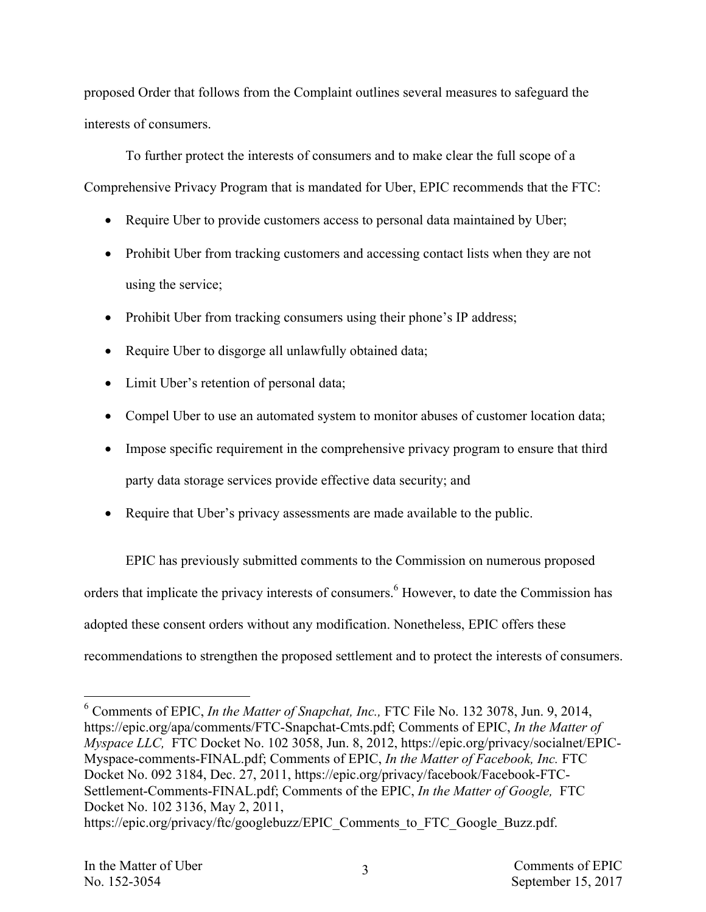proposed Order that follows from the Complaint outlines several measures to safeguard the interests of consumers.

To further protect the interests of consumers and to make clear the full scope of a Comprehensive Privacy Program that is mandated for Uber, EPIC recommends that the FTC:

- Require Uber to provide customers access to personal data maintained by Uber;
- Prohibit Uber from tracking customers and accessing contact lists when they are not using the service;
- Prohibit Uber from tracking consumers using their phone's IP address;
- Require Uber to disgorge all unlawfully obtained data;
- Limit Uber's retention of personal data;
- Compel Uber to use an automated system to monitor abuses of customer location data;
- Impose specific requirement in the comprehensive privacy program to ensure that third party data storage services provide effective data security; and
- Require that Uber's privacy assessments are made available to the public.

EPIC has previously submitted comments to the Commission on numerous proposed orders that implicate the privacy interests of consumers.[6] However, to date the Commission has adopted these consent orders without any modification. Nonetheless, EPIC offers these recommendations to strengthen the proposed settlement and to protect the interests of consumers.

---

[6] Comments of EPIC, *In the Matter of Snapchat, Inc.,* FTC File No. 132 3078, Jun. 9, 2014, https://epic.org/apa/comments/FTC-Snapchat-Cmts.pdf; Comments of EPIC, *In the Matter of Myspace LLC,* FTC Docket No. 102 3058, Jun. 8, 2012, https://epic.org/privacy/socialnet/EPIC-Myspace-comments-FINAL.pdf; Comments of EPIC, *In the Matter of Facebook, Inc.* FTC Docket No. 092 3184, Dec. 27, 2011, https://epic.org/privacy/facebook/Facebook-FTC-Settlement-Comments-FINAL.pdf; Comments of the EPIC, *In the Matter of Google,* FTC Docket No. 102 3136, May 2, 2011, https://epic.org/privacy/ftc/googlebuzz/EPIC_Comments_to_FTC_Google_Buzz.pdf.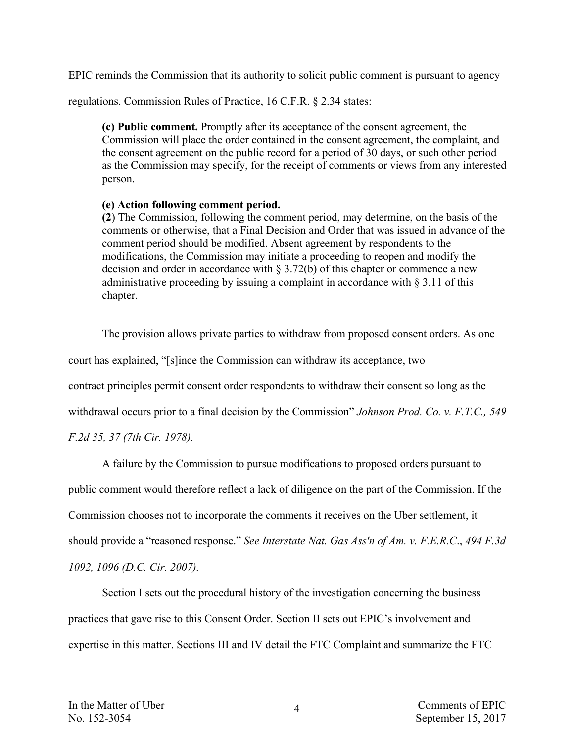EPIC reminds the Commission that its authority to solicit public comment is pursuant to agency regulations. Commission Rules of Practice, 16 C.F.R. § 2.34 states:

> **(c) Public comment.** Promptly after its acceptance of the consent agreement, the Commission will place the order contained in the consent agreement, the complaint, and the consent agreement on the public record for a period of 30 days, or such other period as the Commission may specify, for the receipt of comments or views from any interested person.
>
> **(e) Action following comment period.**
> **(2**) The Commission, following the comment period, may determine, on the basis of the comments or otherwise, that a Final Decision and Order that was issued in advance of the comment period should be modified. Absent agreement by respondents to the modifications, the Commission may initiate a proceeding to reopen and modify the decision and order in accordance with § 3.72(b) of this chapter or commence a new administrative proceeding by issuing a complaint in accordance with § 3.11 of this chapter.

The provision allows private parties to withdraw from proposed consent orders. As one court has explained, "[s]ince the Commission can withdraw its acceptance, two contract principles permit consent order respondents to withdraw their consent so long as the withdrawal occurs prior to a final decision by the Commission" *Johnson Prod. Co. v. F.T.C., 549 F.2d 35, 37 (7th Cir. 1978).*

A failure by the Commission to pursue modifications to proposed orders pursuant to public comment would therefore reflect a lack of diligence on the part of the Commission. If the Commission chooses not to incorporate the comments it receives on the Uber settlement, it should provide a "reasoned response." *See Interstate Nat. Gas Ass'n of Am. v. F.E.R.C., 494 F.3d 1092, 1096 (D.C. Cir. 2007).*

Section I sets out the procedural history of the investigation concerning the business practices that gave rise to this Consent Order. Section II sets out EPIC's involvement and expertise in this matter. Sections III and IV detail the FTC Complaint and summarize the FTC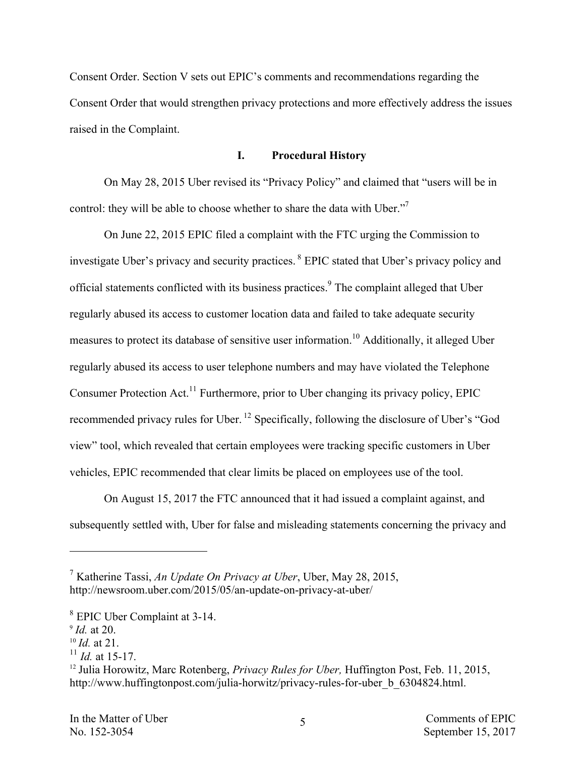Consent Order. Section V sets out EPIC's comments and recommendations regarding the Consent Order that would strengthen privacy protections and more effectively address the issues raised in the Complaint.

## I. Procedural History

On May 28, 2015 Uber revised its "Privacy Policy" and claimed that "users will be in control: they will be able to choose whether to share the data with Uber."[7]

On June 22, 2015 EPIC filed a complaint with the FTC urging the Commission to investigate Uber's privacy and security practices. [8] EPIC stated that Uber's privacy policy and official statements conflicted with its business practices.[9] The complaint alleged that Uber regularly abused its access to customer location data and failed to take adequate security measures to protect its database of sensitive user information.[10] Additionally, it alleged Uber regularly abused its access to user telephone numbers and may have violated the Telephone Consumer Protection Act.[11] Furthermore, prior to Uber changing its privacy policy, EPIC recommended privacy rules for Uber. [12] Specifically, following the disclosure of Uber's "God view" tool, which revealed that certain employees were tracking specific customers in Uber vehicles, EPIC recommended that clear limits be placed on employees use of the tool.

On August 15, 2017 the FTC announced that it had issued a complaint against, and subsequently settled with, Uber for false and misleading statements concerning the privacy and

---

[7] Katherine Tassi, *An Update On Privacy at Uber*, Uber, May 28, 2015, http://newsroom.uber.com/2015/05/an-update-on-privacy-at-uber/

[8] EPIC Uber Complaint at 3-14.

[9] *Id.* at 20.

[10] *Id.* at 21.

[11] *Id.* at 15-17.

[12] Julia Horowitz, Marc Rotenberg, *Privacy Rules for Uber,* Huffington Post, Feb. 11, 2015, http://www.huffingtonpost.com/julia-horwitz/privacy-rules-for-uber_b_6304824.html.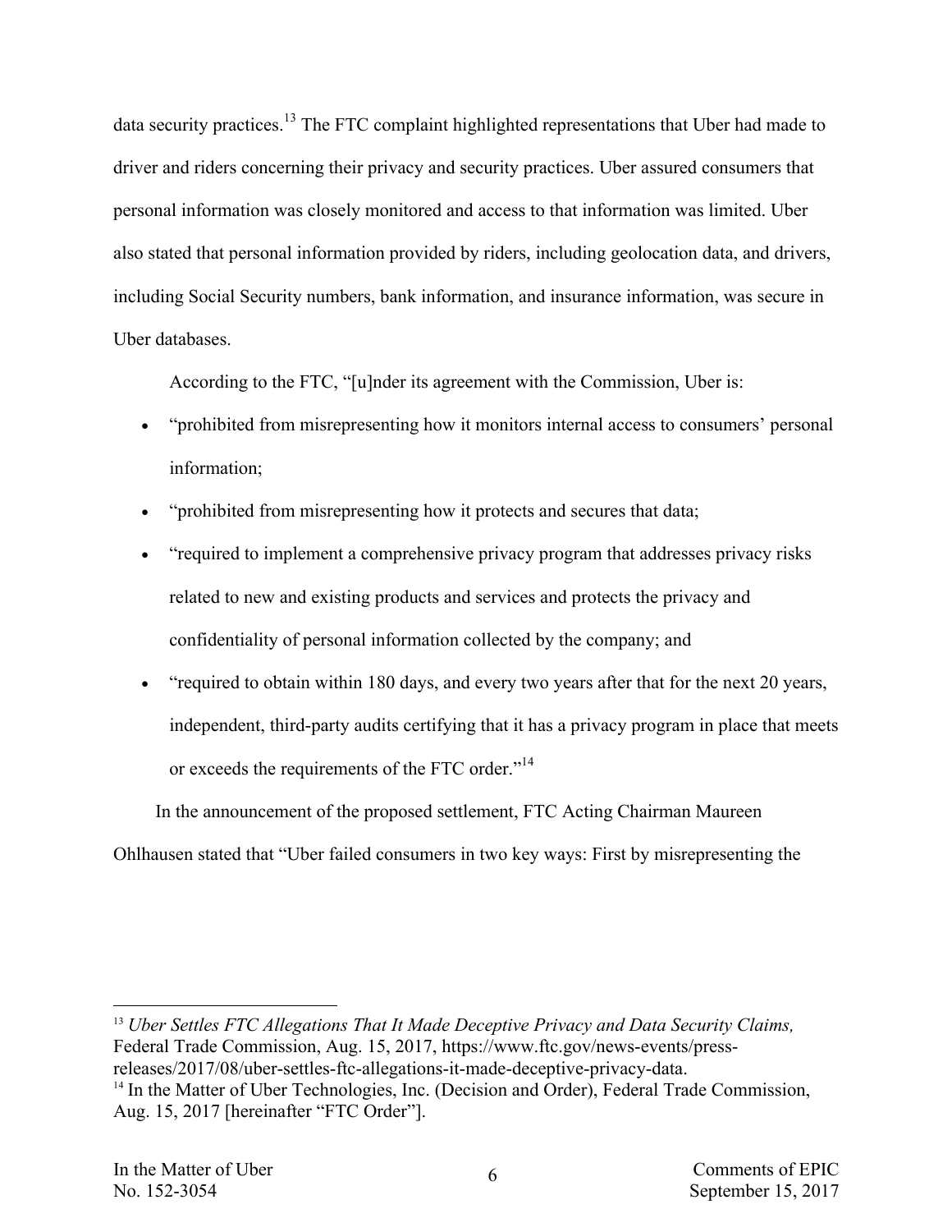data security practices.[13] The FTC complaint highlighted representations that Uber had made to driver and riders concerning their privacy and security practices. Uber assured consumers that personal information was closely monitored and access to that information was limited. Uber also stated that personal information provided by riders, including geolocation data, and drivers, including Social Security numbers, bank information, and insurance information, was secure in Uber databases.

According to the FTC, "[u]nder its agreement with the Commission, Uber is:

- "prohibited from misrepresenting how it monitors internal access to consumers' personal information;
- "prohibited from misrepresenting how it protects and secures that data;
- "required to implement a comprehensive privacy program that addresses privacy risks related to new and existing products and services and protects the privacy and confidentiality of personal information collected by the company; and
- "required to obtain within 180 days, and every two years after that for the next 20 years, independent, third-party audits certifying that it has a privacy program in place that meets or exceeds the requirements of the FTC order."[14]

In the announcement of the proposed settlement, FTC Acting Chairman Maureen Ohlhausen stated that "Uber failed consumers in two key ways: First by misrepresenting the

---

[13] *Uber Settles FTC Allegations That It Made Deceptive Privacy and Data Security Claims,* Federal Trade Commission, Aug. 15, 2017, https://www.ftc.gov/news-events/press-releases/2017/08/uber-settles-ftc-allegations-it-made-deceptive-privacy-data.

[14] In the Matter of Uber Technologies, Inc. (Decision and Order), Federal Trade Commission, Aug. 15, 2017 [hereinafter "FTC Order"].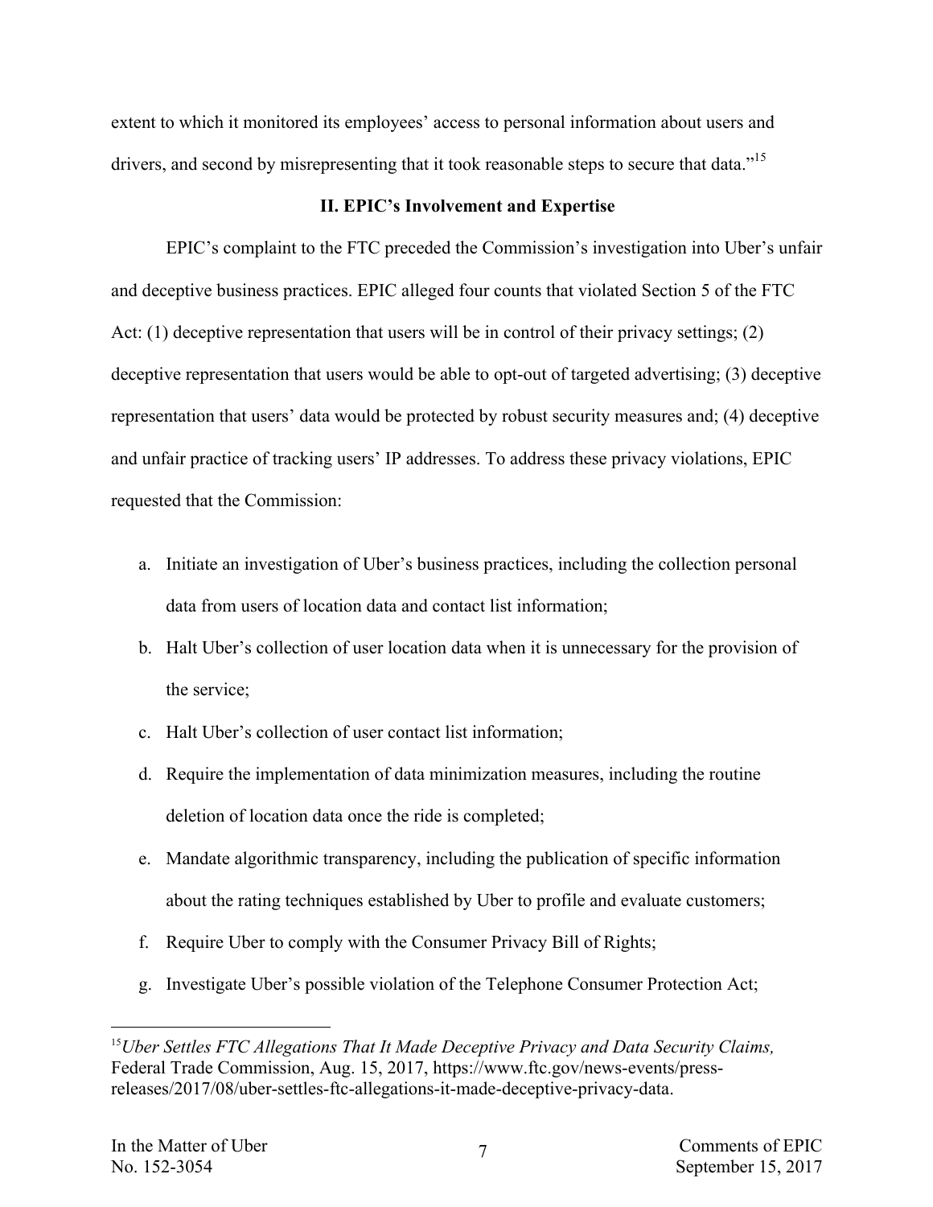extent to which it monitored its employees' access to personal information about users and drivers, and second by misrepresenting that it took reasonable steps to secure that data."[15]

## II. EPIC's Involvement and Expertise

EPIC's complaint to the FTC preceded the Commission's investigation into Uber's unfair and deceptive business practices. EPIC alleged four counts that violated Section 5 of the FTC Act: (1) deceptive representation that users will be in control of their privacy settings; (2) deceptive representation that users would be able to opt-out of targeted advertising; (3) deceptive representation that users' data would be protected by robust security measures and; (4) deceptive and unfair practice of tracking users' IP addresses. To address these privacy violations, EPIC requested that the Commission:

a. Initiate an investigation of Uber's business practices, including the collection personal data from users of location data and contact list information;
b. Halt Uber's collection of user location data when it is unnecessary for the provision of the service;
c. Halt Uber's collection of user contact list information;
d. Require the implementation of data minimization measures, including the routine deletion of location data once the ride is completed;
e. Mandate algorithmic transparency, including the publication of specific information about the rating techniques established by Uber to profile and evaluate customers;
f. Require Uber to comply with the Consumer Privacy Bill of Rights;
g. Investigate Uber's possible violation of the Telephone Consumer Protection Act;

---

[15] *Uber Settles FTC Allegations That It Made Deceptive Privacy and Data Security Claims,* Federal Trade Commission, Aug. 15, 2017, https://www.ftc.gov/news-events/press-releases/2017/08/uber-settles-ftc-allegations-it-made-deceptive-privacy-data.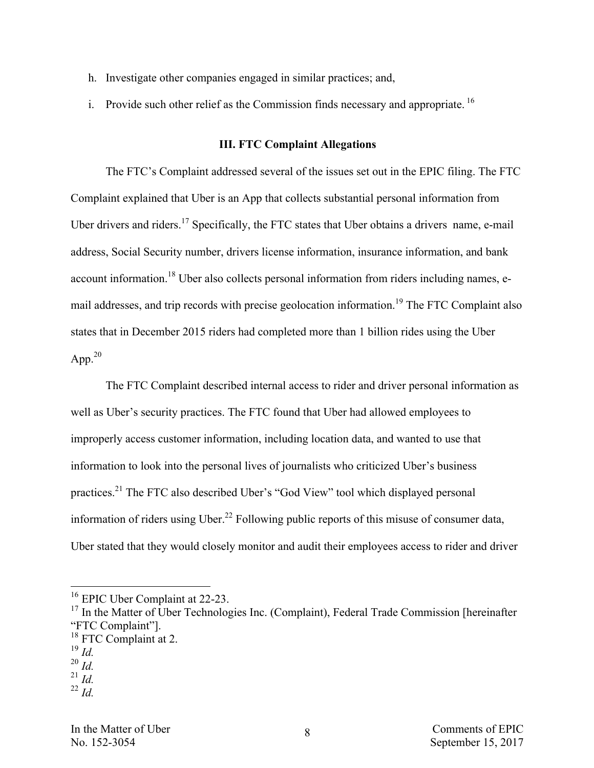h. Investigate other companies engaged in similar practices; and,

i. Provide such other relief as the Commission finds necessary and appropriate.[16]

### III. FTC Complaint Allegations

The FTC's Complaint addressed several of the issues set out in the EPIC filing. The FTC Complaint explained that Uber is an App that collects substantial personal information from Uber drivers and riders.[17] Specifically, the FTC states that Uber obtains a drivers name, e-mail address, Social Security number, drivers license information, insurance information, and bank account information.[18] Uber also collects personal information from riders including names, e-mail addresses, and trip records with precise geolocation information.[19] The FTC Complaint also states that in December 2015 riders had completed more than 1 billion rides using the Uber App.[20]

The FTC Complaint described internal access to rider and driver personal information as well as Uber's security practices. The FTC found that Uber had allowed employees to improperly access customer information, including location data, and wanted to use that information to look into the personal lives of journalists who criticized Uber's business practices.[21] The FTC also described Uber's "God View" tool which displayed personal information of riders using Uber.[22] Following public reports of this misuse of consumer data, Uber stated that they would closely monitor and audit their employees access to rider and driver

---

[16] EPIC Uber Complaint at 22-23.

[17] In the Matter of Uber Technologies Inc. (Complaint), Federal Trade Commission [hereinafter "FTC Complaint"].

[18] FTC Complaint at 2.

[19] *Id.*

[20] *Id.*

[21] *Id.*

[22] *Id.*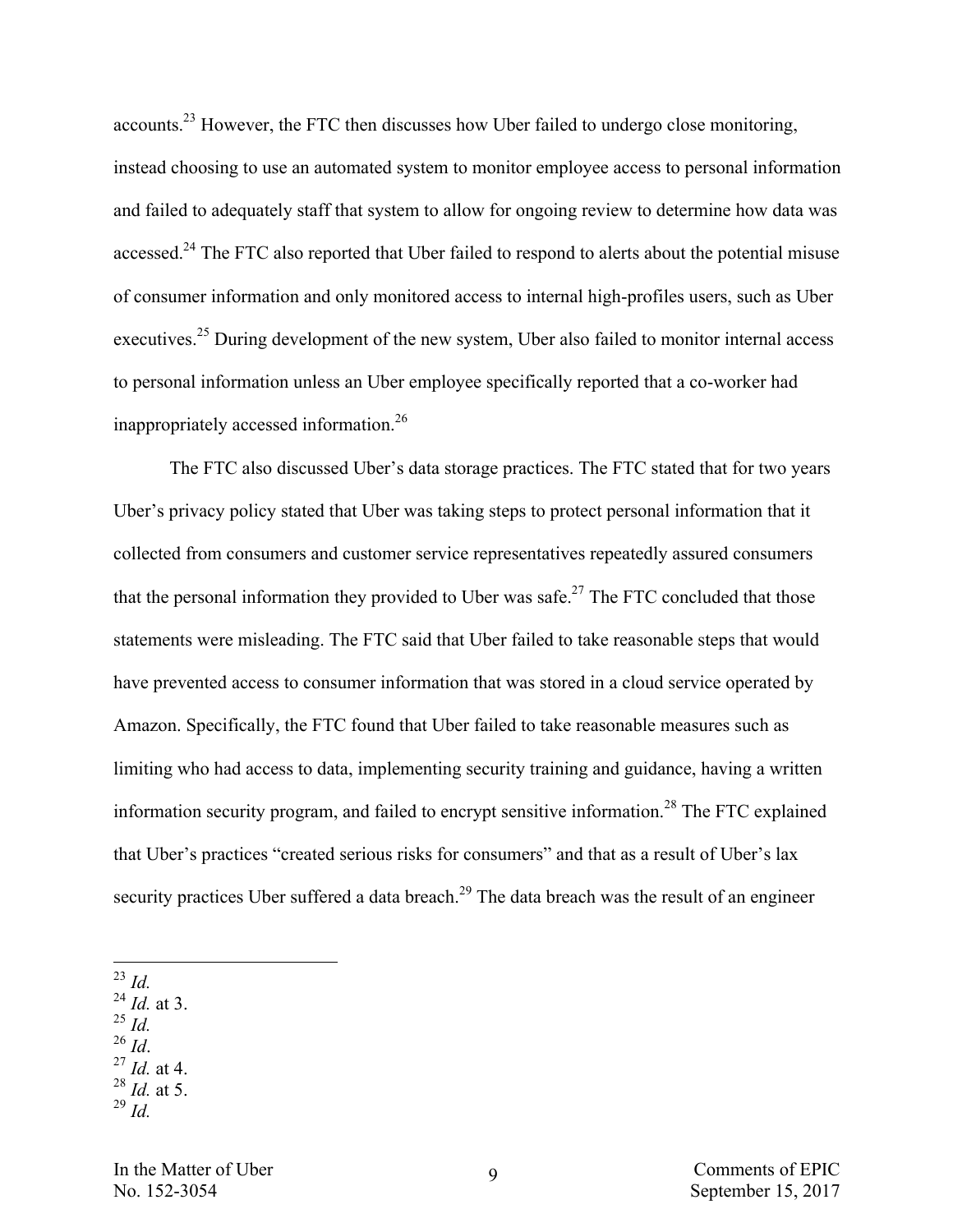accounts.[23] However, the FTC then discusses how Uber failed to undergo close monitoring, instead choosing to use an automated system to monitor employee access to personal information and failed to adequately staff that system to allow for ongoing review to determine how data was accessed.[24] The FTC also reported that Uber failed to respond to alerts about the potential misuse of consumer information and only monitored access to internal high-profiles users, such as Uber executives.[25] During development of the new system, Uber also failed to monitor internal access to personal information unless an Uber employee specifically reported that a co-worker had inappropriately accessed information.[26]

The FTC also discussed Uber's data storage practices. The FTC stated that for two years Uber's privacy policy stated that Uber was taking steps to protect personal information that it collected from consumers and customer service representatives repeatedly assured consumers that the personal information they provided to Uber was safe.[27] The FTC concluded that those statements were misleading. The FTC said that Uber failed to take reasonable steps that would have prevented access to consumer information that was stored in a cloud service operated by Amazon. Specifically, the FTC found that Uber failed to take reasonable measures such as limiting who had access to data, implementing security training and guidance, having a written information security program, and failed to encrypt sensitive information.[28] The FTC explained that Uber's practices "created serious risks for consumers" and that as a result of Uber's lax security practices Uber suffered a data breach.[29] The data breach was the result of an engineer

---

[23] *Id.*
[24] *Id.* at 3.
[25] *Id.*
[26] *Id*.
[27] *Id.* at 4.
[28] *Id.* at 5.
[29] *Id.*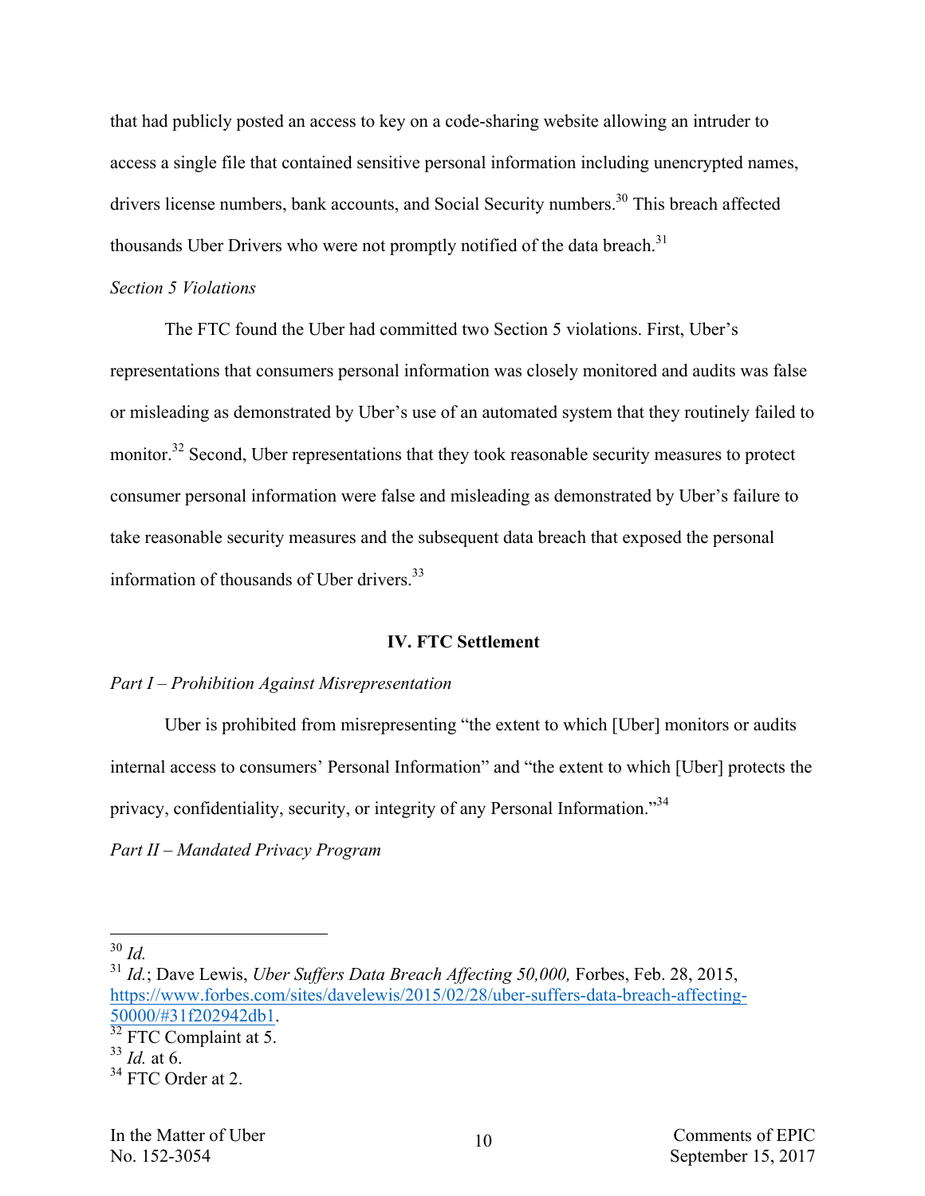that had publicly posted an access to key on a code-sharing website allowing an intruder to access a single file that contained sensitive personal information including unencrypted names, drivers license numbers, bank accounts, and Social Security numbers.[30] This breach affected thousands Uber Drivers who were not promptly notified of the data breach.[31]

*Section 5 Violations*

The FTC found the Uber had committed two Section 5 violations. First, Uber's representations that consumers personal information was closely monitored and audits was false or misleading as demonstrated by Uber's use of an automated system that they routinely failed to monitor.[32] Second, Uber representations that they took reasonable security measures to protect consumer personal information were false and misleading as demonstrated by Uber's failure to take reasonable security measures and the subsequent data breach that exposed the personal information of thousands of Uber drivers.[33]

## IV. FTC Settlement

*Part I – Prohibition Against Misrepresentation*

Uber is prohibited from misrepresenting "the extent to which [Uber] monitors or audits internal access to consumers' Personal Information" and "the extent to which [Uber] protects the privacy, confidentiality, security, or integrity of any Personal Information."[34]

*Part II – Mandated Privacy Program*

---

[30] *Id.*

[31] *Id.*; Dave Lewis, *Uber Suffers Data Breach Affecting 50,000,* Forbes, Feb. 28, 2015, https://www.forbes.com/sites/davelewis/2015/02/28/uber-suffers-data-breach-affecting-50000/#31f202942db1.

[32] FTC Complaint at 5.

[33] *Id.* at 6.

[34] FTC Order at 2.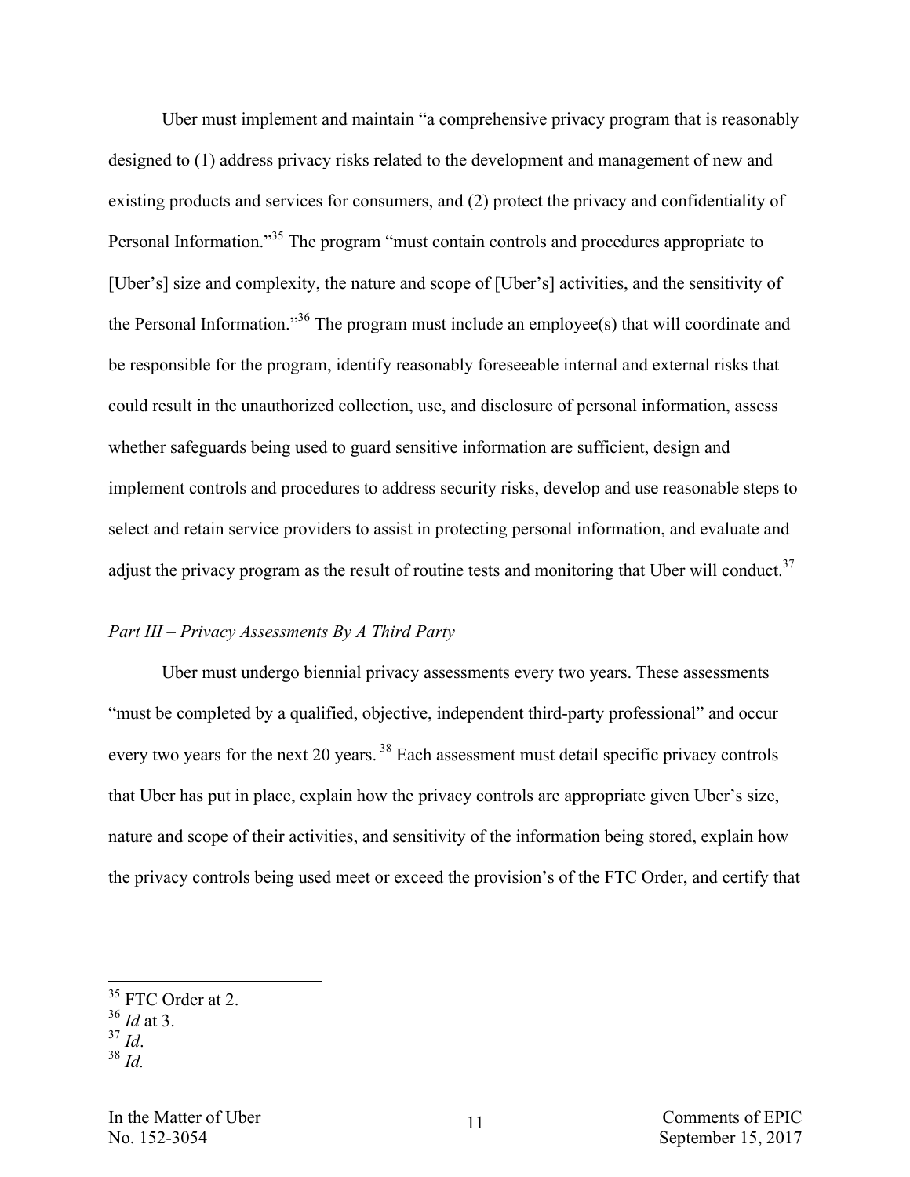Uber must implement and maintain "a comprehensive privacy program that is reasonably designed to (1) address privacy risks related to the development and management of new and existing products and services for consumers, and (2) protect the privacy and confidentiality of Personal Information."[35] The program "must contain controls and procedures appropriate to [Uber's] size and complexity, the nature and scope of [Uber's] activities, and the sensitivity of the Personal Information."[36] The program must include an employee(s) that will coordinate and be responsible for the program, identify reasonably foreseeable internal and external risks that could result in the unauthorized collection, use, and disclosure of personal information, assess whether safeguards being used to guard sensitive information are sufficient, design and implement controls and procedures to address security risks, develop and use reasonable steps to select and retain service providers to assist in protecting personal information, and evaluate and adjust the privacy program as the result of routine tests and monitoring that Uber will conduct.[37]

*Part III – Privacy Assessments By A Third Party*

Uber must undergo biennial privacy assessments every two years. These assessments "must be completed by a qualified, objective, independent third-party professional" and occur every two years for the next 20 years.[38] Each assessment must detail specific privacy controls that Uber has put in place, explain how the privacy controls are appropriate given Uber's size, nature and scope of their activities, and sensitivity of the information being stored, explain how the privacy controls being used meet or exceed the provision's of the FTC Order, and certify that

---

[35] FTC Order at 2.
[36] *Id* at 3.
[37] *Id*.
[38] *Id.*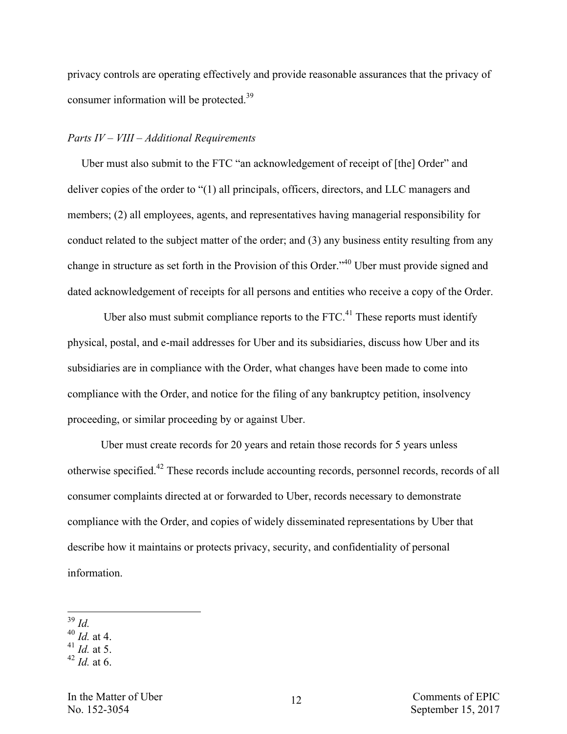privacy controls are operating effectively and provide reasonable assurances that the privacy of consumer information will be protected.[39]

*Parts IV – VIII – Additional Requirements*

Uber must also submit to the FTC "an acknowledgement of receipt of [the] Order" and deliver copies of the order to "(1) all principals, officers, directors, and LLC managers and members; (2) all employees, agents, and representatives having managerial responsibility for conduct related to the subject matter of the order; and (3) any business entity resulting from any change in structure as set forth in the Provision of this Order."[40] Uber must provide signed and dated acknowledgement of receipts for all persons and entities who receive a copy of the Order.

Uber also must submit compliance reports to the FTC.[41] These reports must identify physical, postal, and e-mail addresses for Uber and its subsidiaries, discuss how Uber and its subsidiaries are in compliance with the Order, what changes have been made to come into compliance with the Order, and notice for the filing of any bankruptcy petition, insolvency proceeding, or similar proceeding by or against Uber.

Uber must create records for 20 years and retain those records for 5 years unless otherwise specified.[42] These records include accounting records, personnel records, records of all consumer complaints directed at or forwarded to Uber, records necessary to demonstrate compliance with the Order, and copies of widely disseminated representations by Uber that describe how it maintains or protects privacy, security, and confidentiality of personal information.

---

[39] *Id.*

[40] *Id.* at 4.

[41] *Id.* at 5.

[42] *Id.* at 6.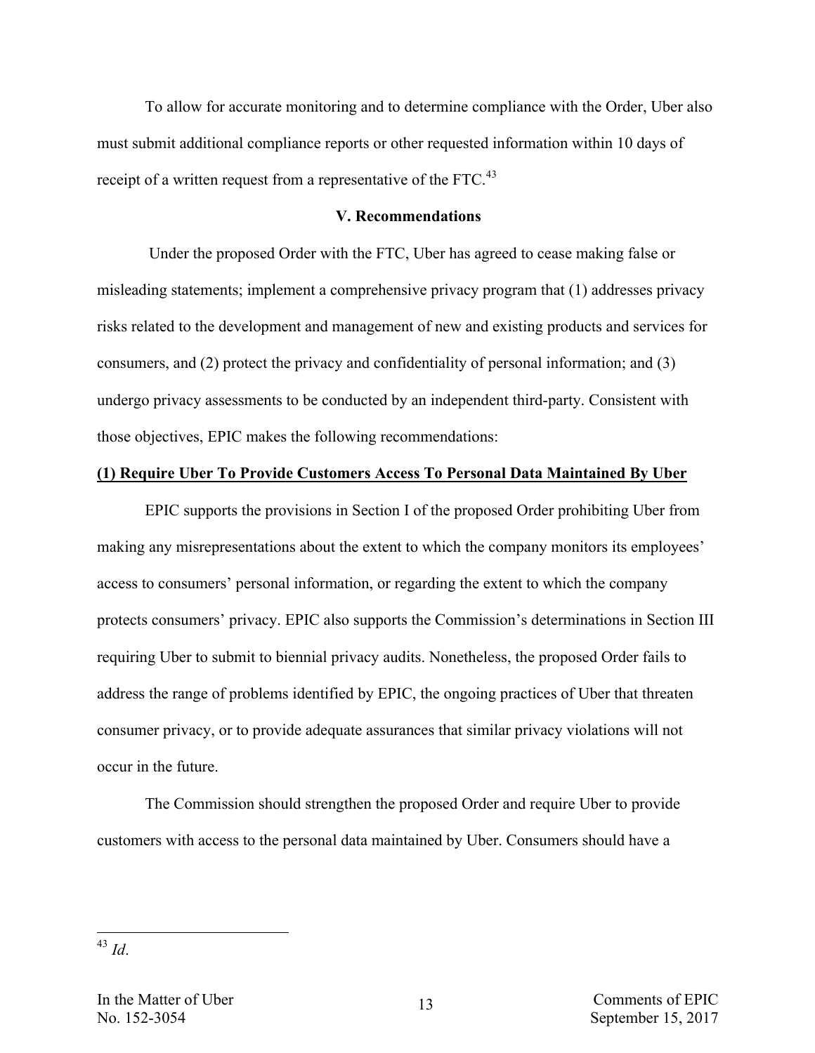To allow for accurate monitoring and to determine compliance with the Order, Uber also must submit additional compliance reports or other requested information within 10 days of receipt of a written request from a representative of the FTC.[43]

## V. Recommendations

Under the proposed Order with the FTC, Uber has agreed to cease making false or misleading statements; implement a comprehensive privacy program that (1) addresses privacy risks related to the development and management of new and existing products and services for consumers, and (2) protect the privacy and confidentiality of personal information; and (3) undergo privacy assessments to be conducted by an independent third-party. Consistent with those objectives, EPIC makes the following recommendations:

### (1) Require Uber To Provide Customers Access To Personal Data Maintained By Uber

EPIC supports the provisions in Section I of the proposed Order prohibiting Uber from making any misrepresentations about the extent to which the company monitors its employees' access to consumers' personal information, or regarding the extent to which the company protects consumers' privacy. EPIC also supports the Commission's determinations in Section III requiring Uber to submit to biennial privacy audits. Nonetheless, the proposed Order fails to address the range of problems identified by EPIC, the ongoing practices of Uber that threaten consumer privacy, or to provide adequate assurances that similar privacy violations will not occur in the future.

The Commission should strengthen the proposed Order and require Uber to provide customers with access to the personal data maintained by Uber. Consumers should have a

[43] *Id*.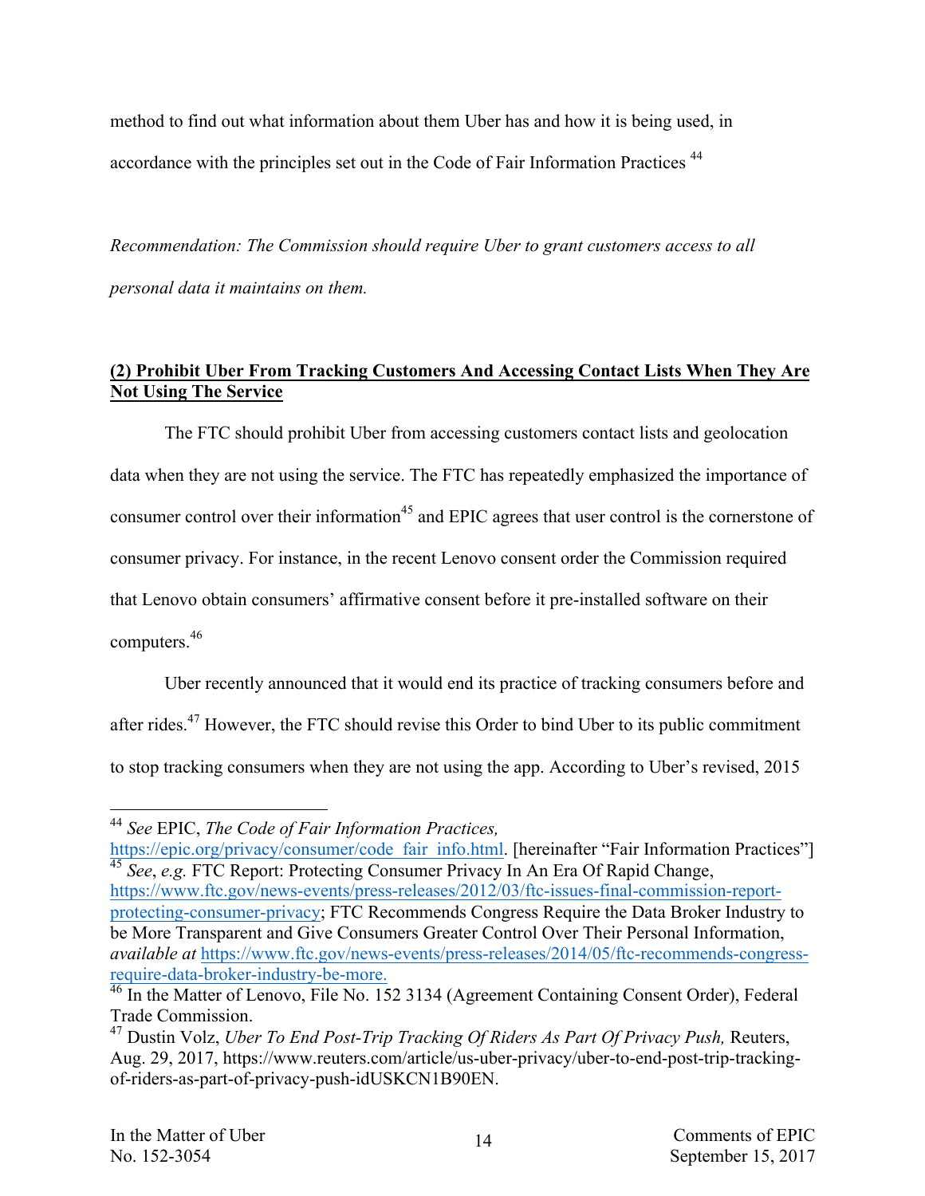method to find out what information about them Uber has and how it is being used, in accordance with the principles set out in the Code of Fair Information Practices [44]

*Recommendation: The Commission should require Uber to grant customers access to all personal data it maintains on them.*

**(2) Prohibit Uber From Tracking Customers And Accessing Contact Lists When They Are Not Using The Service**

The FTC should prohibit Uber from accessing customers contact lists and geolocation data when they are not using the service. The FTC has repeatedly emphasized the importance of consumer control over their information[45] and EPIC agrees that user control is the cornerstone of consumer privacy. For instance, in the recent Lenovo consent order the Commission required that Lenovo obtain consumers' affirmative consent before it pre-installed software on their computers.[46]

Uber recently announced that it would end its practice of tracking consumers before and after rides.[47] However, the FTC should revise this Order to bind Uber to its public commitment to stop tracking consumers when they are not using the app. According to Uber's revised, 2015

---

[44] *See* EPIC, *The Code of Fair Information Practices,* https://epic.org/privacy/consumer/code_fair_info.html. [hereinafter "Fair Information Practices"]

[45] *See*, *e.g.* FTC Report: Protecting Consumer Privacy In An Era Of Rapid Change, https://www.ftc.gov/news-events/press-releases/2012/03/ftc-issues-final-commission-report-protecting-consumer-privacy; FTC Recommends Congress Require the Data Broker Industry to be More Transparent and Give Consumers Greater Control Over Their Personal Information, *available at* https://www.ftc.gov/news-events/press-releases/2014/05/ftc-recommends-congress-require-data-broker-industry-be-more.

[46] In the Matter of Lenovo, File No. 152 3134 (Agreement Containing Consent Order), Federal Trade Commission.

[47] Dustin Volz, *Uber To End Post-Trip Tracking Of Riders As Part Of Privacy Push,* Reuters, Aug. 29, 2017, https://www.reuters.com/article/us-uber-privacy/uber-to-end-post-trip-tracking-of-riders-as-part-of-privacy-push-idUSKCN1B90EN.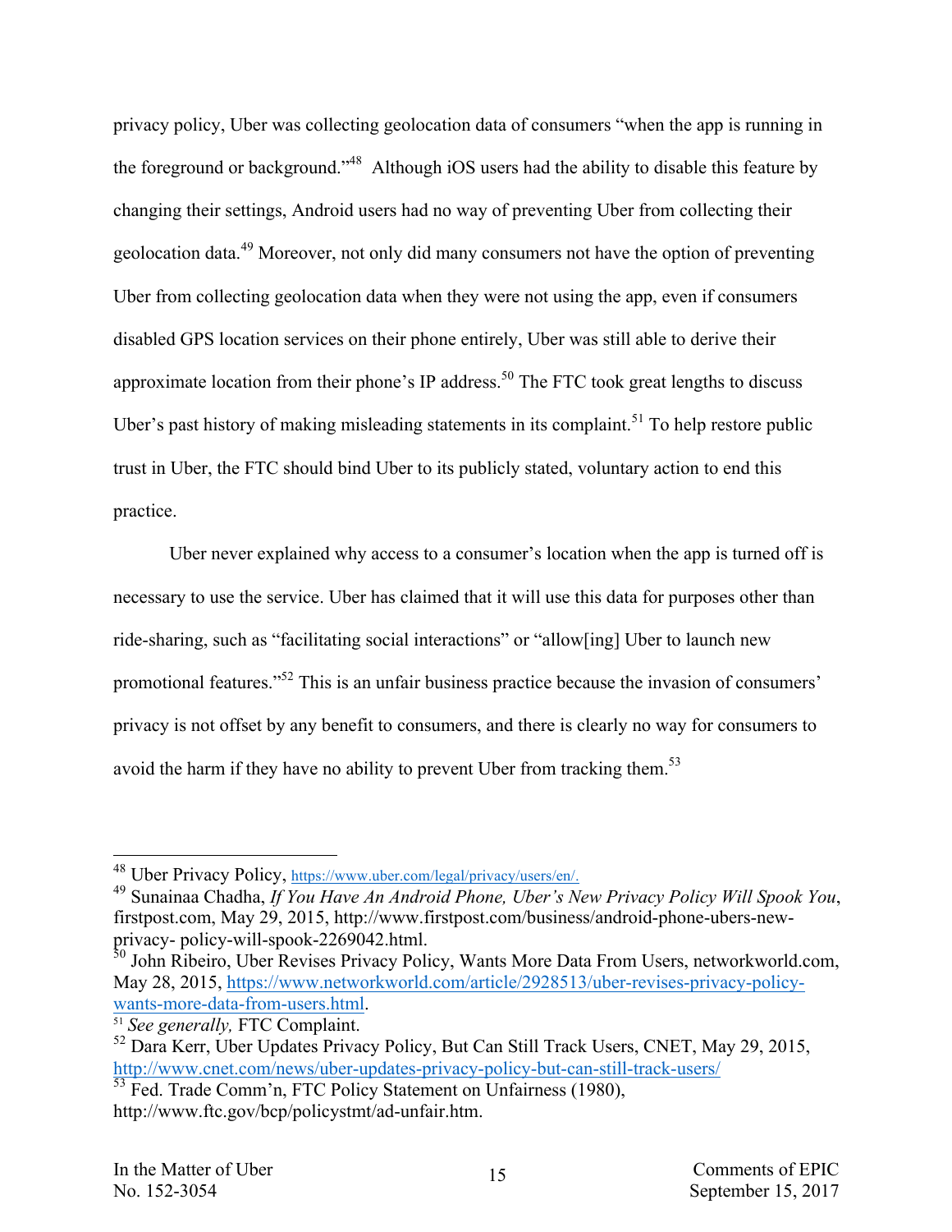privacy policy, Uber was collecting geolocation data of consumers "when the app is running in the foreground or background."[48] Although iOS users had the ability to disable this feature by changing their settings, Android users had no way of preventing Uber from collecting their geolocation data.[49] Moreover, not only did many consumers not have the option of preventing Uber from collecting geolocation data when they were not using the app, even if consumers disabled GPS location services on their phone entirely, Uber was still able to derive their approximate location from their phone's IP address.[50] The FTC took great lengths to discuss Uber's past history of making misleading statements in its complaint.[51] To help restore public trust in Uber, the FTC should bind Uber to its publicly stated, voluntary action to end this practice.

Uber never explained why access to a consumer's location when the app is turned off is necessary to use the service. Uber has claimed that it will use this data for purposes other than ride-sharing, such as "facilitating social interactions" or "allow[ing] Uber to launch new promotional features."[52] This is an unfair business practice because the invasion of consumers' privacy is not offset by any benefit to consumers, and there is clearly no way for consumers to avoid the harm if they have no ability to prevent Uber from tracking them.[53]

---

[48] Uber Privacy Policy, https://www.uber.com/legal/privacy/users/en/.

[49] Sunainaa Chadha, *If You Have An Android Phone, Uber's New Privacy Policy Will Spook You*, firstpost.com, May 29, 2015, http://www.firstpost.com/business/android-phone-ubers-new-privacy- policy-will-spook-2269042.html.

[50] John Ribeiro, Uber Revises Privacy Policy, Wants More Data From Users, networkworld.com, May 28, 2015, https://www.networkworld.com/article/2928513/uber-revises-privacy-policy-wants-more-data-from-users.html.

[51] *See generally,* FTC Complaint.

[52] Dara Kerr, Uber Updates Privacy Policy, But Can Still Track Users, CNET, May 29, 2015, http://www.cnet.com/news/uber-updates-privacy-policy-but-can-still-track-users/

[53] Fed. Trade Comm'n, FTC Policy Statement on Unfairness (1980), http://www.ftc.gov/bcp/policystmt/ad-unfair.htm.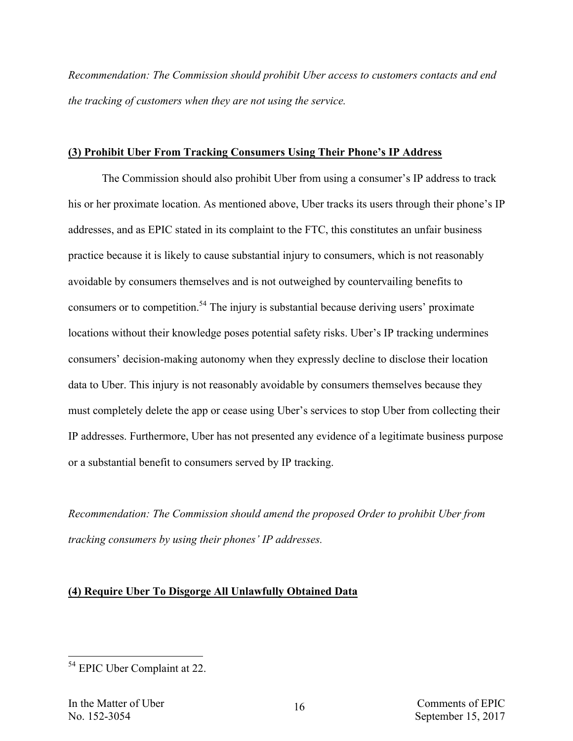*Recommendation: The Commission should prohibit Uber access to customers contacts and end the tracking of customers when they are not using the service.*

**(3) Prohibit Uber From Tracking Consumers Using Their Phone's IP Address**

The Commission should also prohibit Uber from using a consumer's IP address to track his or her proximate location. As mentioned above, Uber tracks its users through their phone's IP addresses, and as EPIC stated in its complaint to the FTC, this constitutes an unfair business practice because it is likely to cause substantial injury to consumers, which is not reasonably avoidable by consumers themselves and is not outweighed by countervailing benefits to consumers or to competition.[54] The injury is substantial because deriving users' proximate locations without their knowledge poses potential safety risks. Uber's IP tracking undermines consumers' decision-making autonomy when they expressly decline to disclose their location data to Uber. This injury is not reasonably avoidable by consumers themselves because they must completely delete the app or cease using Uber's services to stop Uber from collecting their IP addresses. Furthermore, Uber has not presented any evidence of a legitimate business purpose or a substantial benefit to consumers served by IP tracking.

*Recommendation: The Commission should amend the proposed Order to prohibit Uber from tracking consumers by using their phones' IP addresses.*

**(4) Require Uber To Disgorge All Unlawfully Obtained Data**

[54] EPIC Uber Complaint at 22.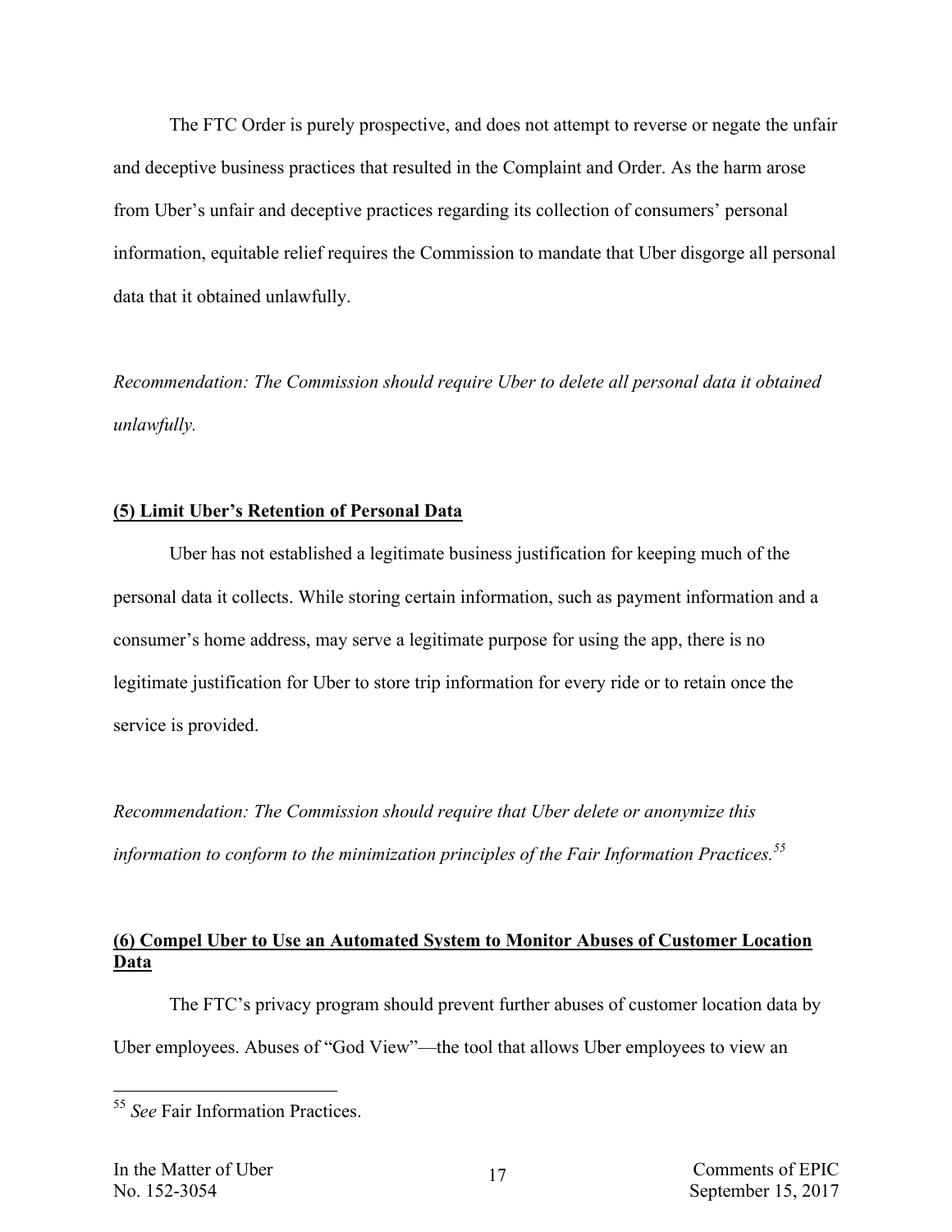The FTC Order is purely prospective, and does not attempt to reverse or negate the unfair and deceptive business practices that resulted in the Complaint and Order. As the harm arose from Uber's unfair and deceptive practices regarding its collection of consumers' personal information, equitable relief requires the Commission to mandate that Uber disgorge all personal data that it obtained unlawfully.

*Recommendation: The Commission should require Uber to delete all personal data it obtained unlawfully.*

**(5) Limit Uber's Retention of Personal Data**

Uber has not established a legitimate business justification for keeping much of the personal data it collects. While storing certain information, such as payment information and a consumer's home address, may serve a legitimate purpose for using the app, there is no legitimate justification for Uber to store trip information for every ride or to retain once the service is provided.

*Recommendation: The Commission should require that Uber delete or anonymize this information to conform to the minimization principles of the Fair Information Practices.*[55]

**(6) Compel Uber to Use an Automated System to Monitor Abuses of Customer Location Data**

The FTC's privacy program should prevent further abuses of customer location data by Uber employees. Abuses of "God View"—the tool that allows Uber employees to view an

---

[55] *See* Fair Information Practices.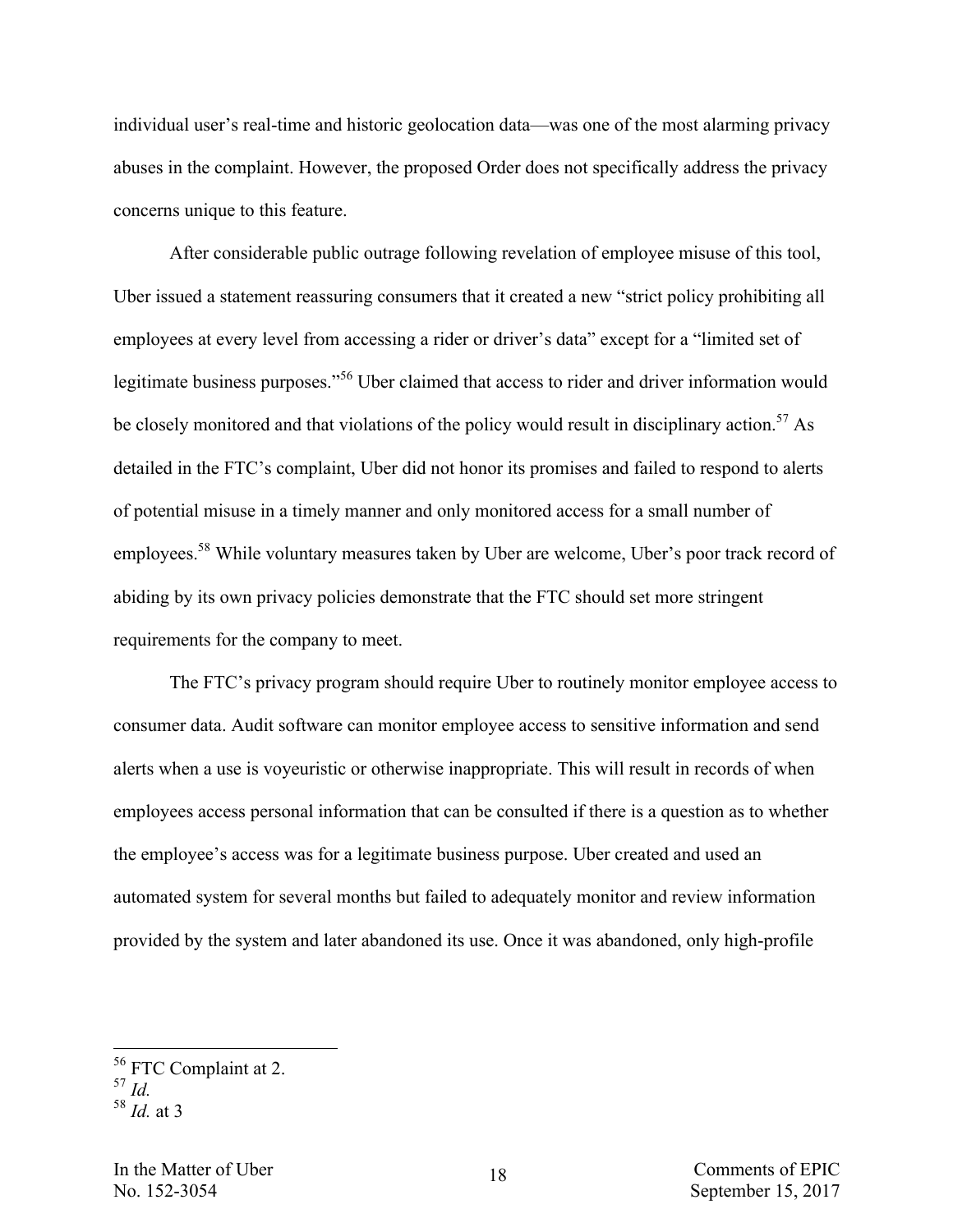individual user's real-time and historic geolocation data—was one of the most alarming privacy abuses in the complaint. However, the proposed Order does not specifically address the privacy concerns unique to this feature.

After considerable public outrage following revelation of employee misuse of this tool, Uber issued a statement reassuring consumers that it created a new "strict policy prohibiting all employees at every level from accessing a rider or driver's data" except for a "limited set of legitimate business purposes."[56] Uber claimed that access to rider and driver information would be closely monitored and that violations of the policy would result in disciplinary action.[57] As detailed in the FTC's complaint, Uber did not honor its promises and failed to respond to alerts of potential misuse in a timely manner and only monitored access for a small number of employees.[58] While voluntary measures taken by Uber are welcome, Uber's poor track record of abiding by its own privacy policies demonstrate that the FTC should set more stringent requirements for the company to meet.

The FTC's privacy program should require Uber to routinely monitor employee access to consumer data. Audit software can monitor employee access to sensitive information and send alerts when a use is voyeuristic or otherwise inappropriate. This will result in records of when employees access personal information that can be consulted if there is a question as to whether the employee's access was for a legitimate business purpose. Uber created and used an automated system for several months but failed to adequately monitor and review information provided by the system and later abandoned its use. Once it was abandoned, only high-profile

---

[56] FTC Complaint at 2.

[57] *Id.*

[58] *Id.* at 3

In the Matter of Uber
No. 152-3054

Comments of EPIC
September 15, 2017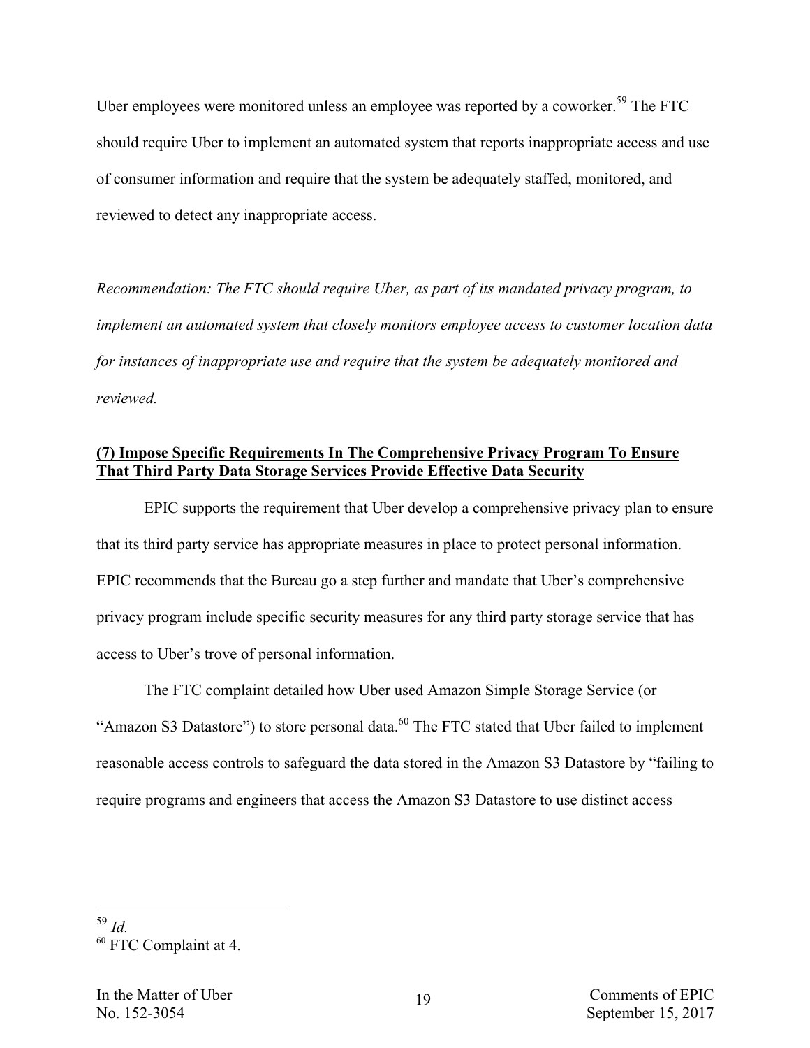Uber employees were monitored unless an employee was reported by a coworker.[59] The FTC should require Uber to implement an automated system that reports inappropriate access and use of consumer information and require that the system be adequately staffed, monitored, and reviewed to detect any inappropriate access.

*Recommendation: The FTC should require Uber, as part of its mandated privacy program, to implement an automated system that closely monitors employee access to customer location data for instances of inappropriate use and require that the system be adequately monitored and reviewed.*

**(7) Impose Specific Requirements In The Comprehensive Privacy Program To Ensure That Third Party Data Storage Services Provide Effective Data Security**

EPIC supports the requirement that Uber develop a comprehensive privacy plan to ensure that its third party service has appropriate measures in place to protect personal information. EPIC recommends that the Bureau go a step further and mandate that Uber's comprehensive privacy program include specific security measures for any third party storage service that has access to Uber's trove of personal information.

The FTC complaint detailed how Uber used Amazon Simple Storage Service (or "Amazon S3 Datastore") to store personal data.[60] The FTC stated that Uber failed to implement reasonable access controls to safeguard the data stored in the Amazon S3 Datastore by "failing to require programs and engineers that access the Amazon S3 Datastore to use distinct access

---

[59] *Id.*

[60] FTC Complaint at 4.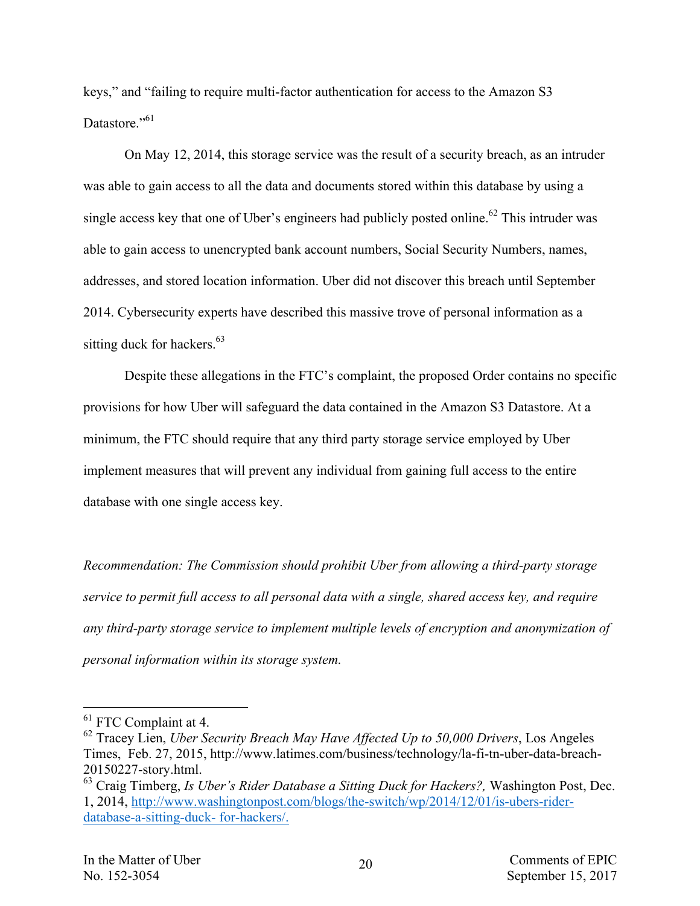keys," and "failing to require multi-factor authentication for access to the Amazon S3 Datastore."[61]

On May 12, 2014, this storage service was the result of a security breach, as an intruder was able to gain access to all the data and documents stored within this database by using a single access key that one of Uber's engineers had publicly posted online.[62] This intruder was able to gain access to unencrypted bank account numbers, Social Security Numbers, names, addresses, and stored location information. Uber did not discover this breach until September 2014. Cybersecurity experts have described this massive trove of personal information as a sitting duck for hackers.[63]

Despite these allegations in the FTC's complaint, the proposed Order contains no specific provisions for how Uber will safeguard the data contained in the Amazon S3 Datastore. At a minimum, the FTC should require that any third party storage service employed by Uber implement measures that will prevent any individual from gaining full access to the entire database with one single access key.

*Recommendation: The Commission should prohibit Uber from allowing a third-party storage service to permit full access to all personal data with a single, shared access key, and require any third-party storage service to implement multiple levels of encryption and anonymization of personal information within its storage system.*

---

[61] FTC Complaint at 4.

[62] Tracey Lien, *Uber Security Breach May Have Affected Up to 50,000 Drivers*, Los Angeles Times, Feb. 27, 2015, http://www.latimes.com/business/technology/la-fi-tn-uber-data-breach-20150227-story.html.

[63] Craig Timberg, *Is Uber's Rider Database a Sitting Duck for Hackers?,* Washington Post, Dec. 1, 2014, http://www.washingtonpost.com/blogs/the-switch/wp/2014/12/01/is-ubers-rider-database-a-sitting-duck- for-hackers/.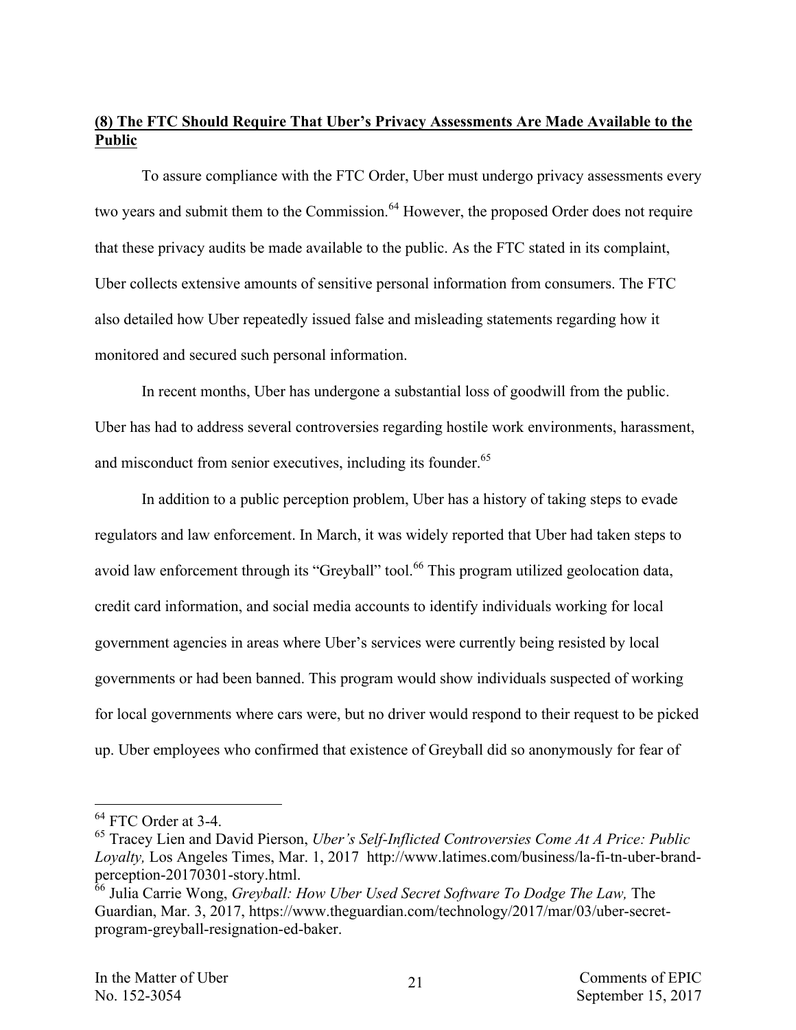**<u>(8) The FTC Should Require That Uber's Privacy Assessments Are Made Available to the Public</u>**

To assure compliance with the FTC Order, Uber must undergo privacy assessments every two years and submit them to the Commission.[64] However, the proposed Order does not require that these privacy audits be made available to the public. As the FTC stated in its complaint, Uber collects extensive amounts of sensitive personal information from consumers. The FTC also detailed how Uber repeatedly issued false and misleading statements regarding how it monitored and secured such personal information.

In recent months, Uber has undergone a substantial loss of goodwill from the public. Uber has had to address several controversies regarding hostile work environments, harassment, and misconduct from senior executives, including its founder.[65]

In addition to a public perception problem, Uber has a history of taking steps to evade regulators and law enforcement. In March, it was widely reported that Uber had taken steps to avoid law enforcement through its "Greyball" tool.[66] This program utilized geolocation data, credit card information, and social media accounts to identify individuals working for local government agencies in areas where Uber's services were currently being resisted by local governments or had been banned. This program would show individuals suspected of working for local governments where cars were, but no driver would respond to their request to be picked up. Uber employees who confirmed that existence of Greyball did so anonymously for fear of

---

[64] FTC Order at 3-4.

[65] Tracey Lien and David Pierson, *Uber's Self-Inflicted Controversies Come At A Price: Public Loyalty,* Los Angeles Times, Mar. 1, 2017 http://www.latimes.com/business/la-fi-tn-uber-brand-perception-20170301-story.html.

[66] Julia Carrie Wong, *Greyball: How Uber Used Secret Software To Dodge The Law,* The Guardian, Mar. 3, 2017, https://www.theguardian.com/technology/2017/mar/03/uber-secret-program-greyball-resignation-ed-baker.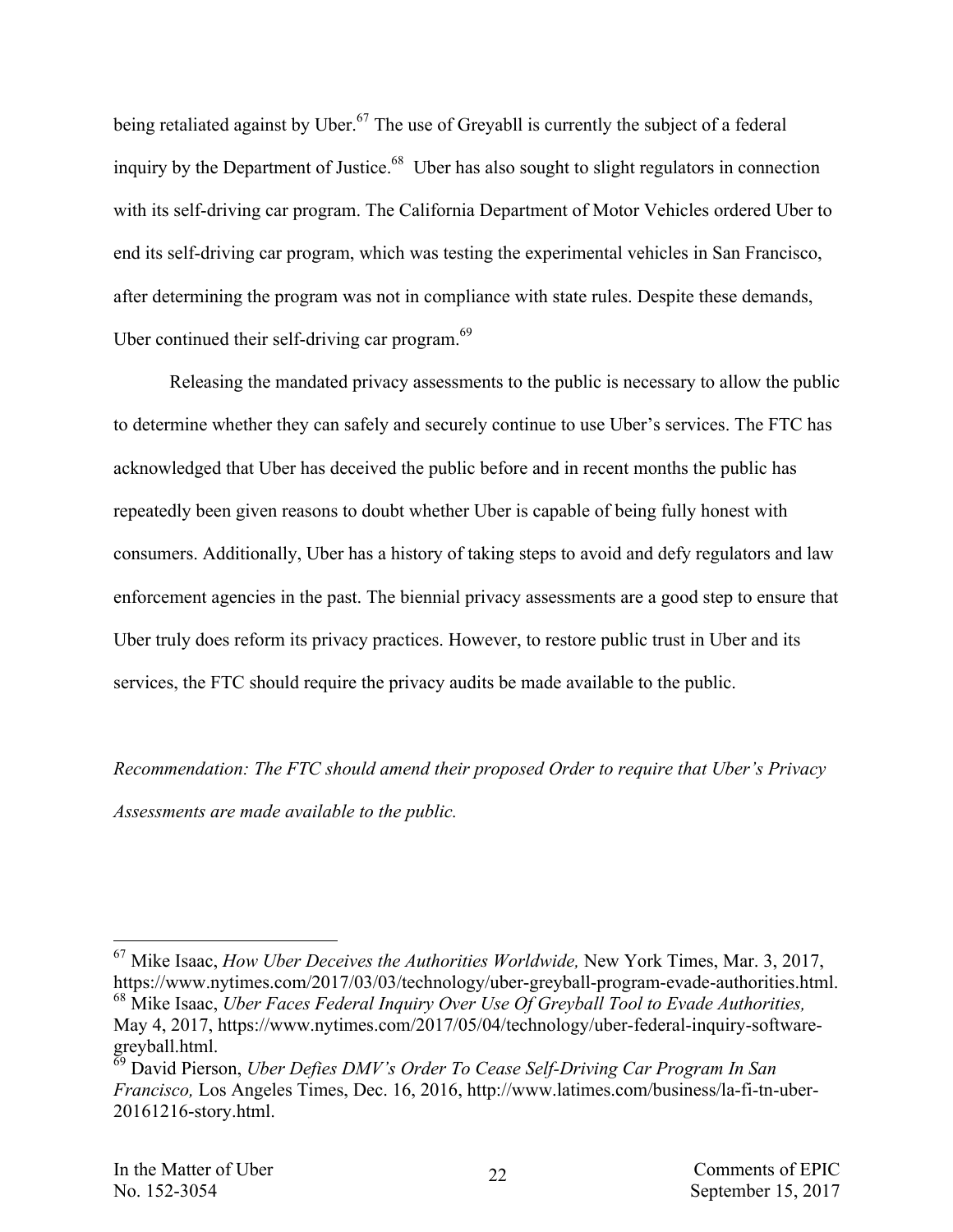being retaliated against by Uber.[67] The use of Greyabll is currently the subject of a federal inquiry by the Department of Justice.[68] Uber has also sought to slight regulators in connection with its self-driving car program. The California Department of Motor Vehicles ordered Uber to end its self-driving car program, which was testing the experimental vehicles in San Francisco, after determining the program was not in compliance with state rules. Despite these demands, Uber continued their self-driving car program.[69]

Releasing the mandated privacy assessments to the public is necessary to allow the public to determine whether they can safely and securely continue to use Uber's services. The FTC has acknowledged that Uber has deceived the public before and in recent months the public has repeatedly been given reasons to doubt whether Uber is capable of being fully honest with consumers. Additionally, Uber has a history of taking steps to avoid and defy regulators and law enforcement agencies in the past. The biennial privacy assessments are a good step to ensure that Uber truly does reform its privacy practices. However, to restore public trust in Uber and its services, the FTC should require the privacy audits be made available to the public.

*Recommendation: The FTC should amend their proposed Order to require that Uber's Privacy Assessments are made available to the public.*

---

[67] Mike Isaac, *How Uber Deceives the Authorities Worldwide,* New York Times, Mar. 3, 2017, https://www.nytimes.com/2017/03/03/technology/uber-greyball-program-evade-authorities.html.

[68] Mike Isaac, *Uber Faces Federal Inquiry Over Use Of Greyball Tool to Evade Authorities,* May 4, 2017, https://www.nytimes.com/2017/05/04/technology/uber-federal-inquiry-software-greyball.html.

[69] David Pierson, *Uber Defies DMV's Order To Cease Self-Driving Car Program In San Francisco,* Los Angeles Times, Dec. 16, 2016, http://www.latimes.com/business/la-fi-tn-uber-20161216-story.html.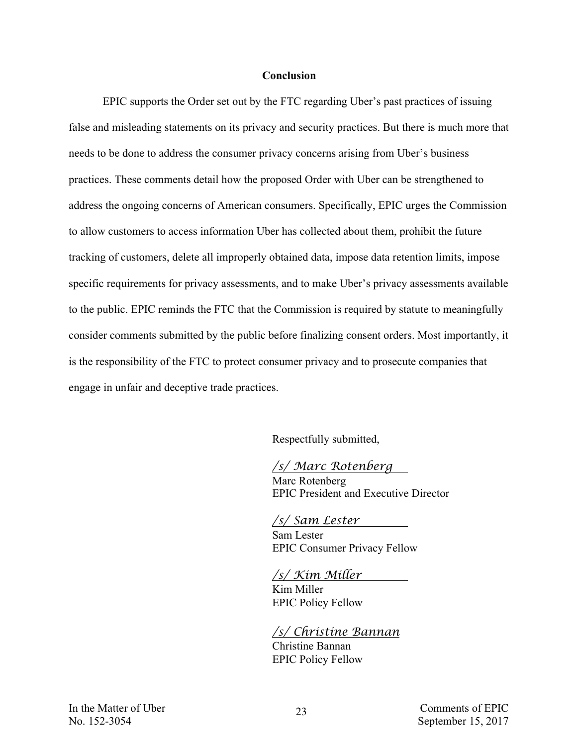## Conclusion

EPIC supports the Order set out by the FTC regarding Uber's past practices of issuing false and misleading statements on its privacy and security practices. But there is much more that needs to be done to address the consumer privacy concerns arising from Uber's business practices. These comments detail how the proposed Order with Uber can be strengthened to address the ongoing concerns of American consumers. Specifically, EPIC urges the Commission to allow customers to access information Uber has collected about them, prohibit the future tracking of customers, delete all improperly obtained data, impose data retention limits, impose specific requirements for privacy assessments, and to make Uber's privacy assessments available to the public. EPIC reminds the FTC that the Commission is required by statute to meaningfully consider comments submitted by the public before finalizing consent orders. Most importantly, it is the responsibility of the FTC to protect consumer privacy and to prosecute companies that engage in unfair and deceptive trade practices.

Respectfully submitted,

*/s/ Marc Rotenberg*
Marc Rotenberg
EPIC President and Executive Director

*/s/ Sam Lester*
Sam Lester
EPIC Consumer Privacy Fellow

*/s/ Kim Miller*
Kim Miller
EPIC Policy Fellow

*/s/ Christine Bannan*
Christine Bannan
EPIC Policy Fellow